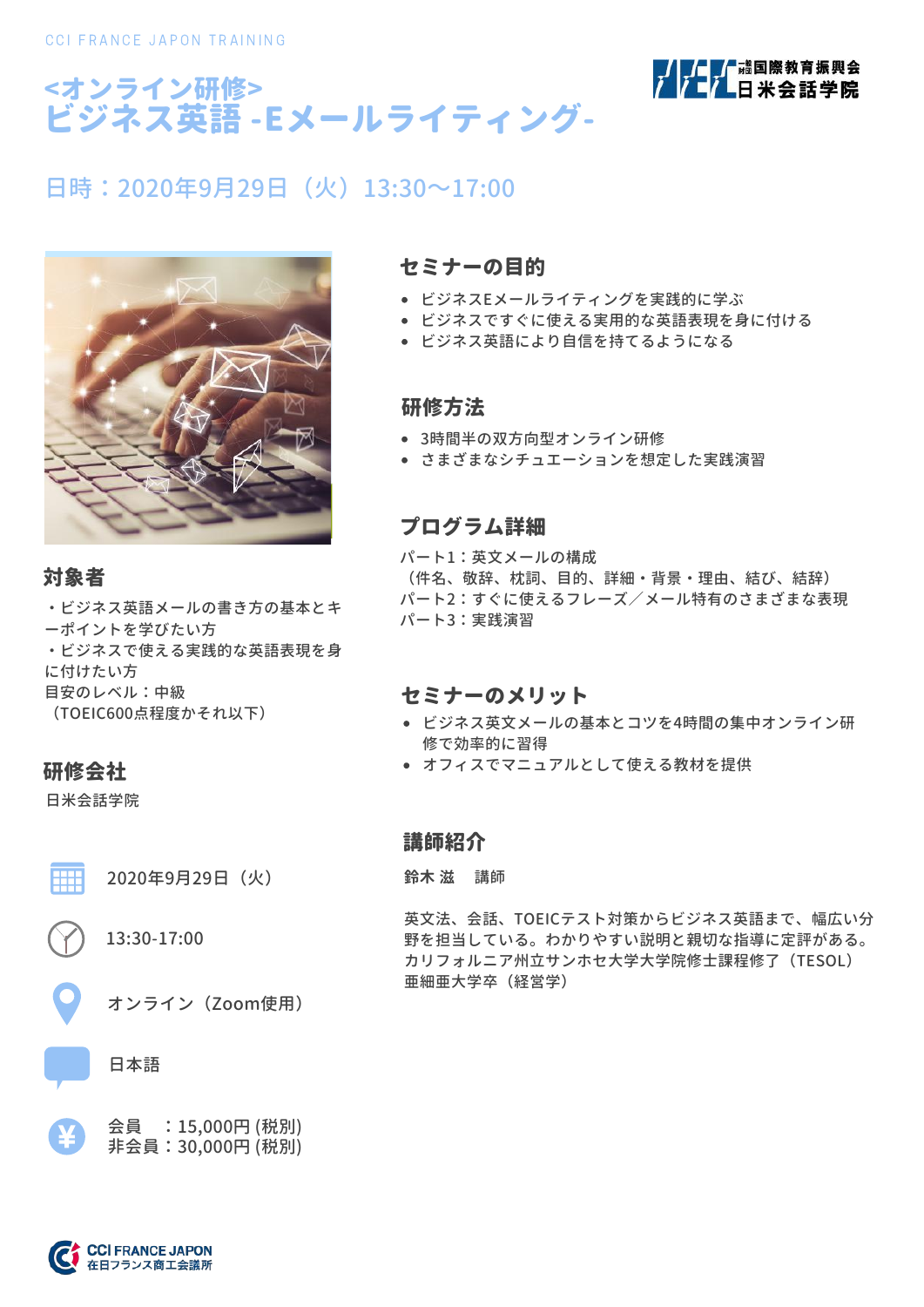CCI FRANCE JAPON TRAINING

一般財団法人国際教育振興会 日米会話学院

# <オンライン研修> ビジネス英語 -Eメールライティング-

日時：2020年9月29日（火）13:30〜17:00

## 対象者

・ビジネス英語メールの書き方の基本とキーポイントを学びたい方
・ビジネスで使える実践的な英語表現を身に付けたい方
目安のレベル：中級
（TOEIC600点程度かそれ以下）

## 研修会社

日米会話学院

2020年9月29日（火）

13:30-17:00

オンライン（Zoom使用）

日本語

会員　：15,000円 (税別)
非会員：30,000円 (税別)

## セミナーの目的

- ビジネスEメールライティングを実践的に学ぶ
- ビジネスですぐに使える実用的な英語表現を身に付ける
- ビジネス英語により自信を持てるようになる

## 研修方法

- 3時間半の双方向型オンライン研修
- さまざまなシチュエーションを想定した実践演習

## プログラム詳細

パート1：英文メールの構成
（件名、敬辞、枕詞、目的、詳細・背景・理由、結び、結辞）
パート2：すぐに使えるフレーズ／メール特有のさまざまな表現
パート3：実践演習

## セミナーのメリット

- ビジネス英文メールの基本とコツを4時間の集中オンライン研修で効率的に習得
- オフィスでマニュアルとして使える教材を提供

## 講師紹介

**鈴木 滋　講師**

英文法、会話、TOEICテスト対策からビジネス英語まで、幅広い分野を担当している。わかりやすい説明と親切な指導に定評がある。
カリフォルニア州立サンホセ大学大学院修士課程修了（TESOL）
亜細亜大学卒（経営学）

CCI FRANCE JAPON 在日フランス商工会議所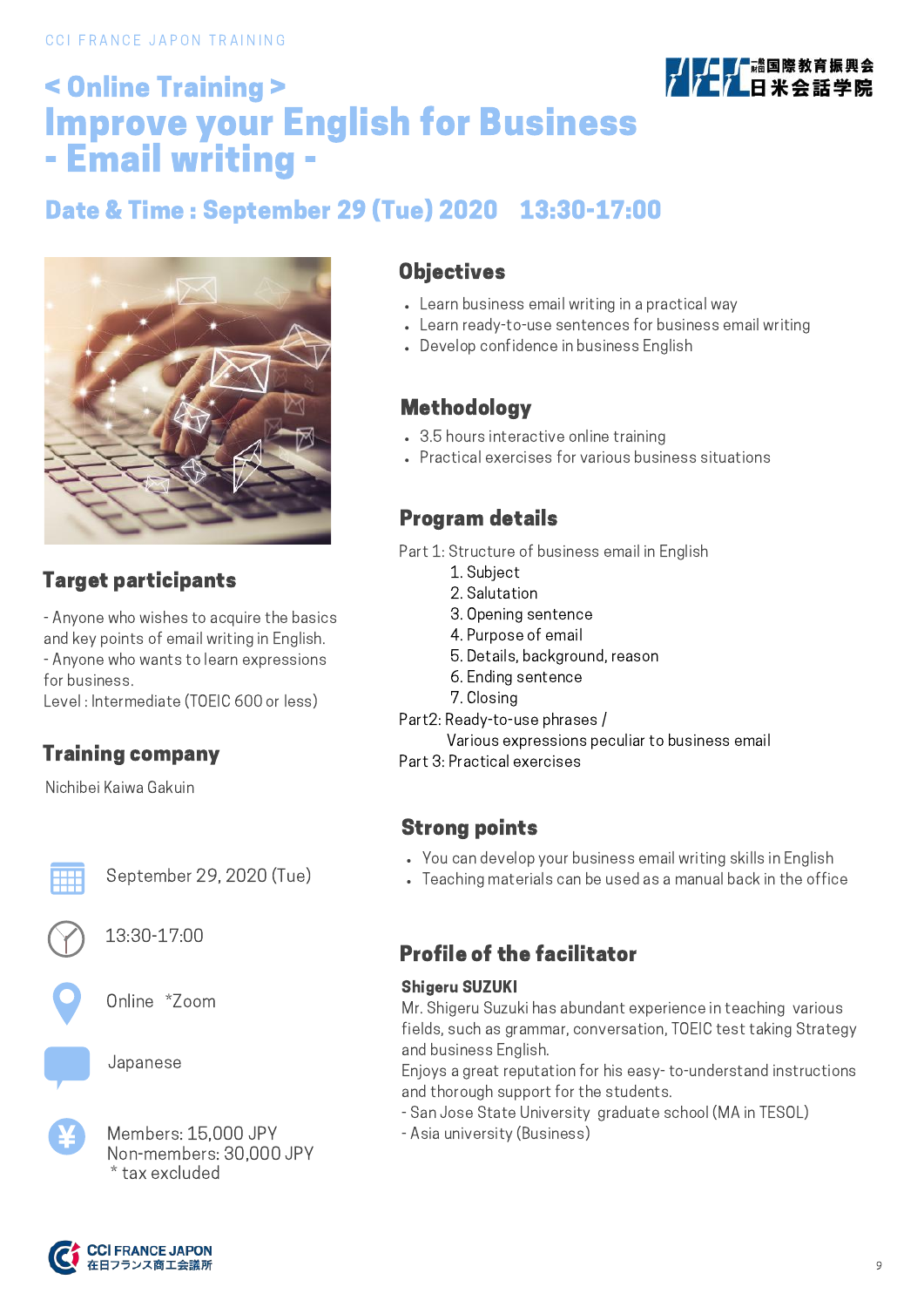CCI FRANCE JAPON TRAINING

一般財団法人国際教育振興会 日米会話学院

## < Online Training >

# Improve your English for Business - Email writing -

## Date & Time : September 29 (Tue) 2020 13:30-17:00

### Target participants

- Anyone who wishes to acquire the basics and key points of email writing in English.
- Anyone who wants to learn expressions for business.

Level : Intermediate (TOEIC 600 or less)

### Training company

Nichibei Kaiwa Gakuin

September 29, 2020 (Tue)

13:30-17:00

Online *Zoom

Japanese

Members: 15,000 JPY
Non-members: 30,000 JPY
* tax excluded

### Objectives

- Learn business email writing in a practical way
- Learn ready-to-use sentences for business email writing
- Develop confidence in business English

### Methodology

- 3.5 hours interactive online training
- Practical exercises for various business situations

### Program details

Part 1: Structure of business email in English

1. Subject
2. Salutation
3. Opening sentence
4. Purpose of email
5. Details, background, reason
6. Ending sentence
7. Closing

Part2: Ready-to-use phrases /
Various expressions peculiar to business email

Part 3: Practical exercises

### Strong points

- You can develop your business email writing skills in English
- Teaching materials can be used as a manual back in the office

### Profile of the facilitator

**Shigeru SUZUKI**

Mr. Shigeru Suzuki has abundant experience in teaching various fields, such as grammar, conversation, TOEIC test taking Strategy and business English.
Enjoys a great reputation for his easy- to-understand instructions and thorough support for the students.
- San Jose State University graduate school (MA in TESOL)
- Asia university (Business)

CCI FRANCE JAPON 在日フランス商工会議所